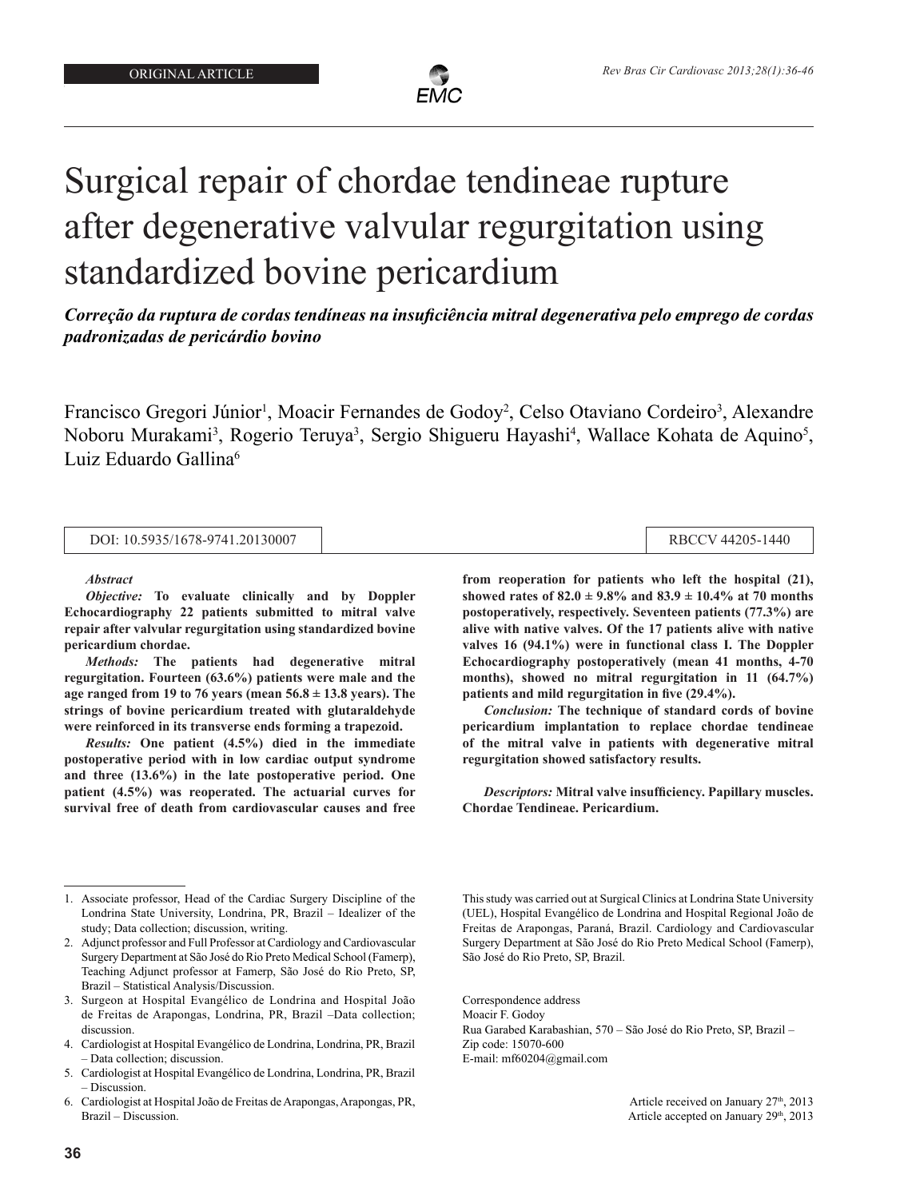ORIGINAL ARTICLE

# Surgical repair of chordae tendineae rupture after degenerative valvular regurgitation using standardized bovine pericardium

***Correção da ruptura de cordas tendíneas na insuficiência mitral degenerativa pelo emprego de cordas padronizadas de pericárdio bovino***

Francisco Gregori Júnior[1], Moacir Fernandes de Godoy[2], Celso Otaviano Cordeiro[3], Alexandre Noboru Murakami[3], Rogerio Teruya[3], Sergio Shigueru Hayashi[4], Wallace Kohata de Aquino[5], Luiz Eduardo Gallina[6]

DOI: 10.5935/1678-9741.20130007 | RBCCV 44205-1440

***Abstract***

***Objective:*** **To evaluate clinically and by Doppler Echocardiography 22 patients submitted to mitral valve repair after valvular regurgitation using standardized bovine pericardium chordae.**

***Methods:*** **The patients had degenerative mitral regurgitation. Fourteen (63.6%) patients were male and the age ranged from 19 to 76 years (mean 56.8 ± 13.8 years). The strings of bovine pericardium treated with glutaraldehyde were reinforced in its transverse ends forming a trapezoid.**

***Results:*** **One patient (4.5%) died in the immediate postoperative period with in low cardiac output syndrome and three (13.6%) in the late postoperative period. One patient (4.5%) was reoperated. The actuarial curves for survival free of death from cardiovascular causes and free from reoperation for patients who left the hospital (21), showed rates of 82.0 ± 9.8% and 83.9 ± 10.4% at 70 months postoperatively, respectively. Seventeen patients (77.3%) are alive with native valves. Of the 17 patients alive with native valves 16 (94.1%) were in functional class I. The Doppler Echocardiography postoperatively (mean 41 months, 4-70 months), showed no mitral regurgitation in 11 (64.7%) patients and mild regurgitation in five (29.4%).**

***Conclusion:*** **The technique of standard cords of bovine pericardium implantation to replace chordae tendineae of the mitral valve in patients with degenerative mitral regurgitation showed satisfactory results.**

***Descriptors:*** **Mitral valve insufficiency. Papillary muscles. Chordae Tendineae. Pericardium.**

1. Associate professor, Head of the Cardiac Surgery Discipline of the Londrina State University, Londrina, PR, Brazil – Idealizer of the study; Data collection; discussion, writing.
2. Adjunct professor and Full Professor at Cardiology and Cardiovascular Surgery Department at São José do Rio Preto Medical School (Famerp), Teaching Adjunct professor at Famerp, São José do Rio Preto, SP, Brazil – Statistical Analysis/Discussion.
3. Surgeon at Hospital Evangélico de Londrina and Hospital João de Freitas de Arapongas, Londrina, PR, Brazil –Data collection; discussion.
4. Cardiologist at Hospital Evangélico de Londrina, Londrina, PR, Brazil – Data collection; discussion.
5. Cardiologist at Hospital Evangélico de Londrina, Londrina, PR, Brazil – Discussion.
6. Cardiologist at Hospital João de Freitas de Arapongas, Arapongas, PR, Brazil – Discussion.

This study was carried out at Surgical Clinics at Londrina State University (UEL), Hospital Evangélico de Londrina and Hospital Regional João de Freitas de Arapongas, Paraná, Brazil. Cardiology and Cardiovascular Surgery Department at São José do Rio Preto Medical School (Famerp), São José do Rio Preto, SP, Brazil.

Correspondence address
Moacir F. Godoy
Rua Garabed Karabashian, 570 – São José do Rio Preto, SP, Brazil – Zip code: 15070-600
E-mail: mf60204@gmail.com

Article received on January 27th, 2013
Article accepted on January 29th, 2013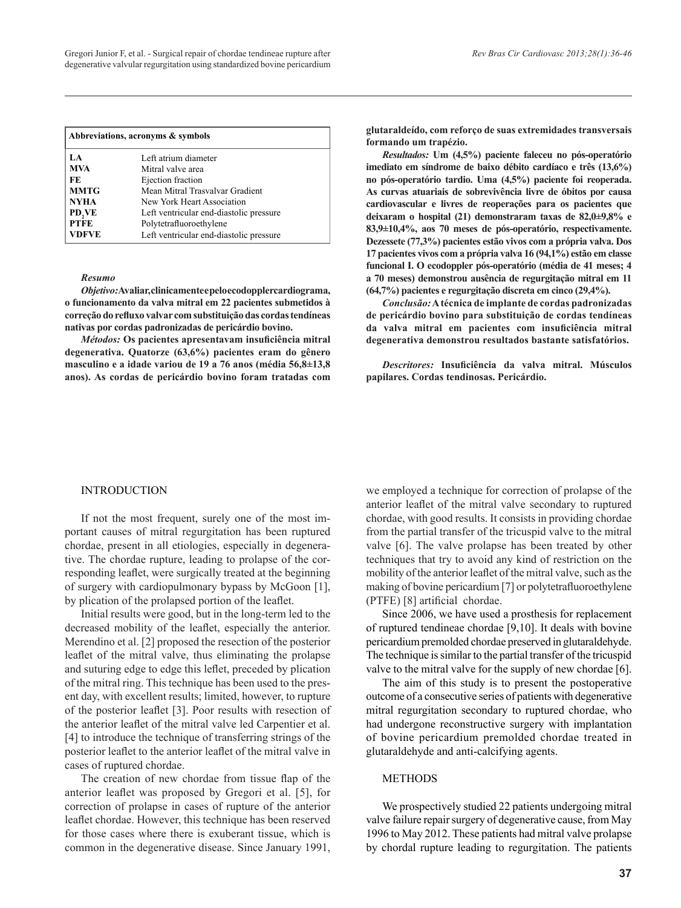| Abbreviations, acronyms & symbols | |
|---|---|
| LA | Left atrium diameter |
| MVA | Mitral valve area |
| FE | Ejection fraction |
| MMTG | Mean Mitral Trasvalvar Gradient |
| NYHA | New York Heart Association |
| $PD_2VE$ | Left ventricular end-diastolic pressure |
| PTFE | Polytetrafluoroethylene |
| VDFVE | Left ventricular end-diastolic pressure |

### Resumo

***Objetivo:*** **Avaliar, clinicamente e pelo ecodopplercardiograma, o funcionamento da valva mitral em 22 pacientes submetidos à correção do refluxo valvar com substituição das cordas tendíneas nativas por cordas padronizadas de pericárdio bovino.**

***Métodos:*** **Os pacientes apresentavam insuficiência mitral degenerativa. Quatorze (63,6%) pacientes eram do gênero masculino e a idade variou de 19 a 76 anos (média 56,8±13,8 anos). As cordas de pericárdio bovino foram tratadas com glutaraldeído, com reforço de suas extremidades transversais formando um trapézio.**

***Resultados:*** **Um (4,5%) paciente faleceu no pós-operatório imediato em síndrome de baixo débito cardíaco e três (13,6%) no pós-operatório tardio. Uma (4,5%) paciente foi reoperada. As curvas atuariais de sobrevivência livre de óbitos por causa cardiovascular e livres de reoperações para os pacientes que deixaram o hospital (21) demonstraram taxas de 82,0±9,8% e 83,9±10,4%, aos 70 meses de pós-operatório, respectivamente. Dezessete (77,3%) pacientes estão vivos com a própria valva. Dos 17 pacientes vivos com a própria valva 16 (94,1%) estão em classe funcional I. O ecodoppler pós-operatório (média de 41 meses; 4 a 70 meses) demonstrou ausência de regurgitação mitral em 11 (64,7%) pacientes e regurgitação discreta em cinco (29,4%).**

***Conclusão:*** **A técnica de implante de cordas padronizadas de pericárdio bovino para substituição de cordas tendíneas da valva mitral em pacientes com insuficiência mitral degenerativa demonstrou resultados bastante satisfatórios.**

***Descritores:*** **Insuficiência da valva mitral. Músculos papilares. Cordas tendinosas. Pericárdio.**

## INTRODUCTION

If not the most frequent, surely one of the most important causes of mitral regurgitation has been ruptured chordae, present in all etiologies, especially in degenerative. The chordae rupture, leading to prolapse of the corresponding leaflet, were surgically treated at the beginning of surgery with cardiopulmonary bypass by McGoon [1], by plication of the prolapsed portion of the leaflet.

Initial results were good, but in the long-term led to the decreased mobility of the leaflet, especially the anterior. Merendino et al. [2] proposed the resection of the posterior leaflet of the mitral valve, thus eliminating the prolapse and suturing edge to edge this leflet, preceded by plication of the mitral ring. This technique has been used to the present day, with excellent results; limited, however, to rupture of the posterior leaflet [3]. Poor results with resection of the anterior leaflet of the mitral valve led Carpentier et al. [4] to introduce the technique of transferring strings of the posterior leaflet to the anterior leaflet of the mitral valve in cases of ruptured chordae.

The creation of new chordae from tissue flap of the anterior leaflet was proposed by Gregori et al. [5], for correction of prolapse in cases of rupture of the anterior leaflet chordae. However, this technique has been reserved for those cases where there is exuberant tissue, which is common in the degenerative disease. Since January 1991, we employed a technique for correction of prolapse of the anterior leaflet of the mitral valve secondary to ruptured chordae, with good results. It consists in providing chordae from the partial transfer of the tricuspid valve to the mitral valve [6]. The valve prolapse has been treated by other techniques that try to avoid any kind of restriction on the mobility of the anterior leaflet of the mitral valve, such as the making of bovine pericardium [7] or polytetrafluoroethylene (PTFE) [8] artificial chordae.

Since 2006, we have used a prosthesis for replacement of ruptured tendineae chordae [9,10]. It deals with bovine pericardium premolded chordae preserved in glutaraldehyde. The technique is similar to the partial transfer of the tricuspid valve to the mitral valve for the supply of new chordae [6].

The aim of this study is to present the postoperative outcome of a consecutive series of patients with degenerative mitral regurgitation secondary to ruptured chordae, who had undergone reconstructive surgery with implantation of bovine pericardium premolded chordae treated in glutaraldehyde and anti-calcifying agents.

## METHODS

We prospectively studied 22 patients undergoing mitral valve failure repair surgery of degenerative cause, from May 1996 to May 2012. These patients had mitral valve prolapse by chordal rupture leading to regurgitation. The patients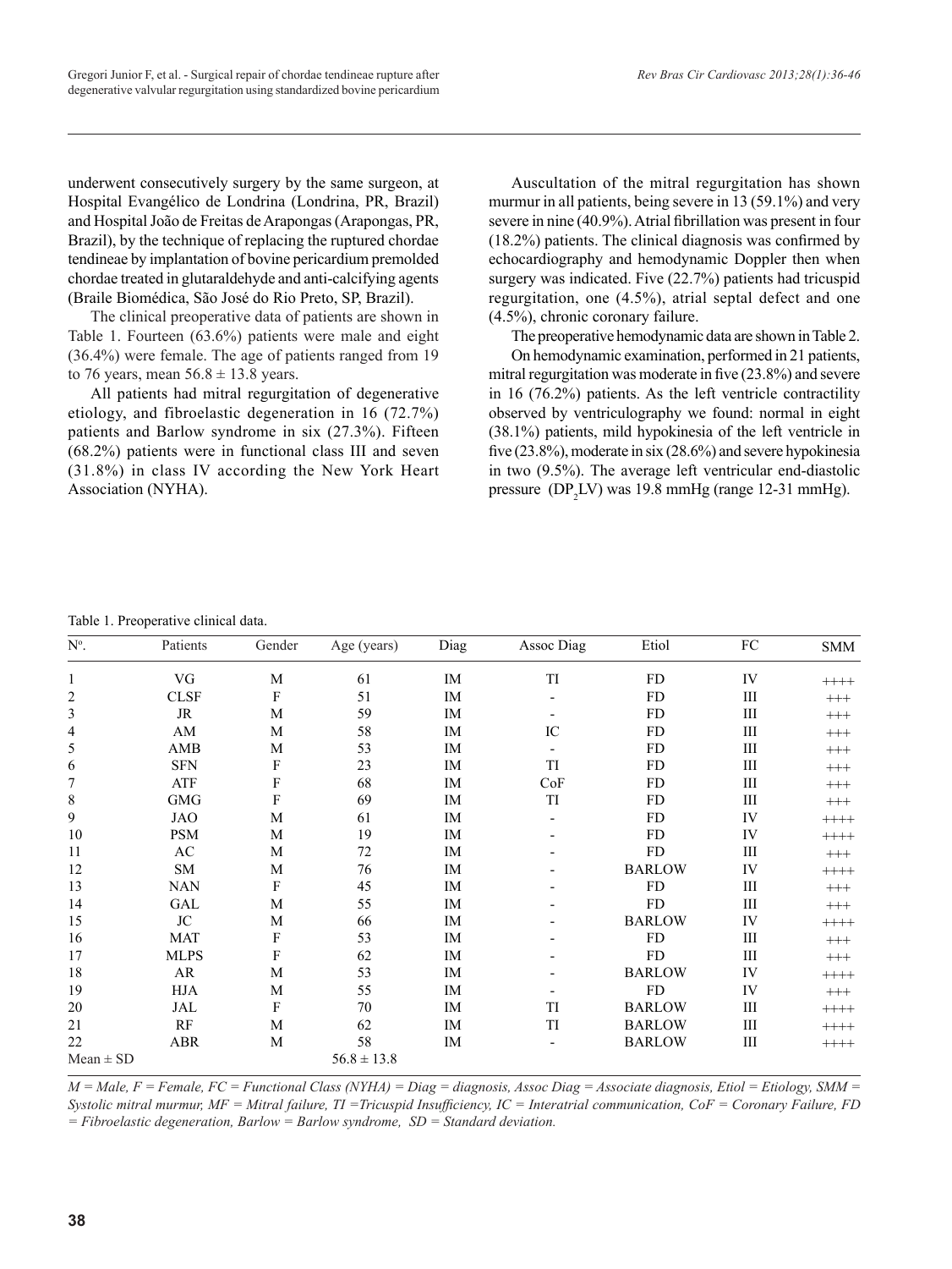underwent consecutively surgery by the same surgeon, at Hospital Evangélico de Londrina (Londrina, PR, Brazil) and Hospital João de Freitas de Arapongas (Arapongas, PR, Brazil), by the technique of replacing the ruptured chordae tendineae by implantation of bovine pericardium premolded chordae treated in glutaraldehyde and anti-calcifying agents (Braile Biomédica, São José do Rio Preto, SP, Brazil).

The clinical preoperative data of patients are shown in Table 1. Fourteen (63.6%) patients were male and eight (36.4%) were female. The age of patients ranged from 19 to 76 years, mean 56.8 ± 13.8 years.

All patients had mitral regurgitation of degenerative etiology, and fibroelastic degeneration in 16 (72.7%) patients and Barlow syndrome in six (27.3%). Fifteen (68.2%) patients were in functional class III and seven (31.8%) in class IV according the New York Heart Association (NYHA).

Auscultation of the mitral regurgitation has shown murmur in all patients, being severe in 13 (59.1%) and very severe in nine (40.9%). Atrial fibrillation was present in four (18.2%) patients. The clinical diagnosis was confirmed by echocardiography and hemodynamic Doppler then when surgery was indicated. Five (22.7%) patients had tricuspid regurgitation, one (4.5%), atrial septal defect and one (4.5%), chronic coronary failure.

The preoperative hemodynamic data are shown in Table 2.

On hemodynamic examination, performed in 21 patients, mitral regurgitation was moderate in five (23.8%) and severe in 16 (76.2%) patients. As the left ventricle contractility observed by ventriculography we found: normal in eight (38.1%) patients, mild hypokinesia of the left ventricle in five (23.8%), moderate in six (28.6%) and severe hypokinesia in two (9.5%). The average left ventricular end-diastolic pressure ($DP_2LV$) was 19.8 mmHg (range 12-31 mmHg).

Table 1. Preoperative clinical data.

| Nº. | Patients | Gender | Age (years) | Diag | Assoc Diag | Etiol | FC | SMM |
|---|---|---|---|---|---|---|---|---|
| 1 | VG | M | 61 | IM | TI | FD | IV | ++++ |
| 2 | CLSF | F | 51 | IM | - | FD | III | +++ |
| 3 | JR | M | 59 | IM | - | FD | III | +++ |
| 4 | AM | M | 58 | IM | IC | FD | III | +++ |
| 5 | AMB | M | 53 | IM | - | FD | III | +++ |
| 6 | SFN | F | 23 | IM | TI | FD | III | +++ |
| 7 | ATF | F | 68 | IM | CoF | FD | III | +++ |
| 8 | GMG | F | 69 | IM | TI | FD | III | +++ |
| 9 | JAO | M | 61 | IM | - | FD | IV | ++++ |
| 10 | PSM | M | 19 | IM | - | FD | IV | ++++ |
| 11 | AC | M | 72 | IM | - | FD | III | +++ |
| 12 | SM | M | 76 | IM | - | BARLOW | IV | ++++ |
| 13 | NAN | F | 45 | IM | - | FD | III | +++ |
| 14 | GAL | M | 55 | IM | - | FD | III | +++ |
| 15 | JC | M | 66 | IM | - | BARLOW | IV | ++++ |
| 16 | MAT | F | 53 | IM | - | FD | III | +++ |
| 17 | MLPS | F | 62 | IM | - | FD | III | +++ |
| 18 | AR | M | 53 | IM | - | BARLOW | IV | ++++ |
| 19 | HJA | M | 55 | IM | - | FD | IV | +++ |
| 20 | JAL | F | 70 | IM | TI | BARLOW | III | ++++ |
| 21 | RF | M | 62 | IM | TI | BARLOW | III | ++++ |
| 22 | ABR | M | 58 | IM | - | BARLOW | III | ++++ |
| Mean ± SD | | | 56.8 ± 13.8 | | | | | |

*M = Male, F = Female, FC = Functional Class (NYHA) = Diag = diagnosis, Assoc Diag = Associate diagnosis, Etiol = Etiology, SMM = Systolic mitral murmur, MF = Mitral failure, TI =Tricuspid Insufficiency, IC = Interatrial communication, CoF = Coronary Failure, FD = Fibroelastic degeneration, Barlow = Barlow syndrome, SD = Standard deviation.*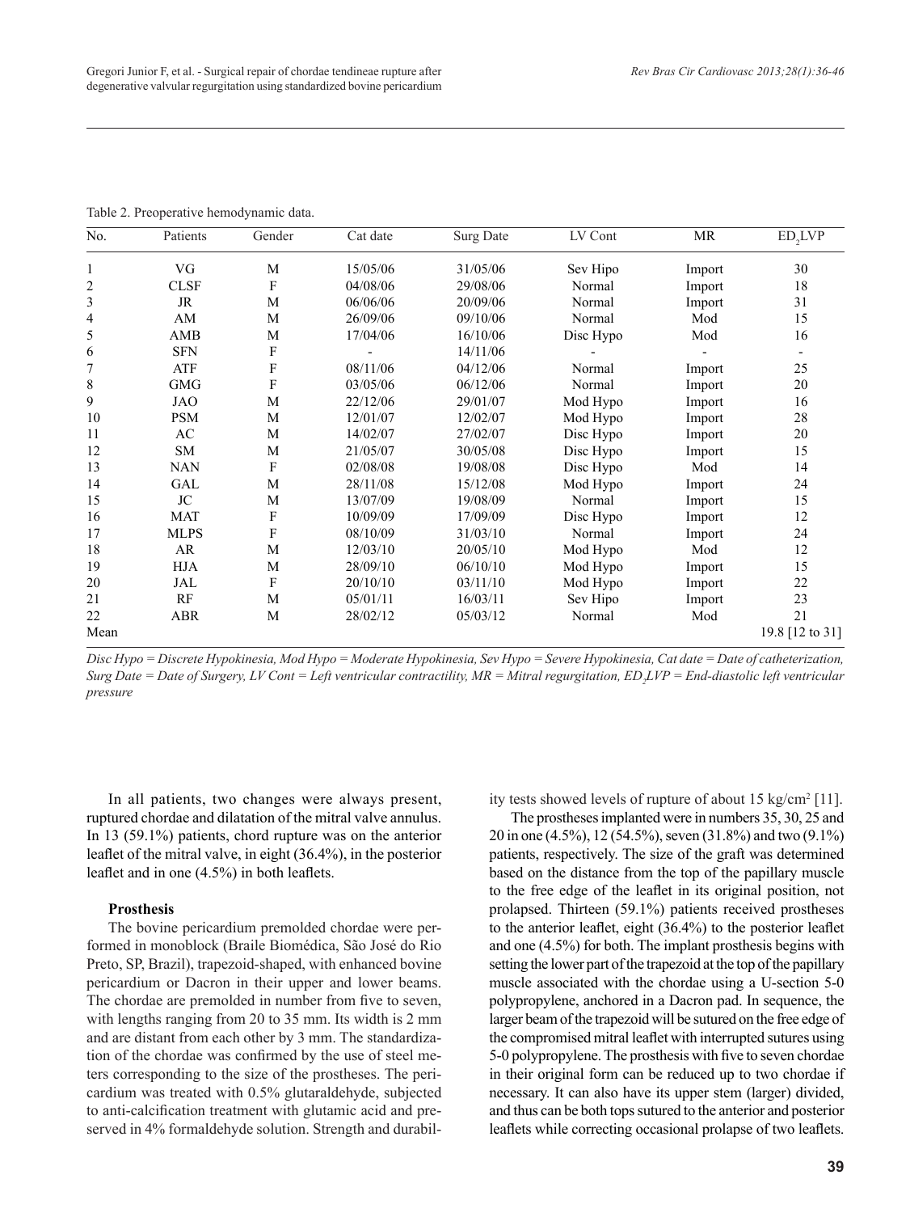Table 2. Preoperative hemodynamic data.

| No. | Patients | Gender | Cat date | Surg Date | LV Cont | MR | $ED_2LVP$ |
|---|---|---|---|---|---|---|---|
| 1 | VG | M | 15/05/06 | 31/05/06 | Sev Hipo | Import | 30 |
| 2 | CLSF | F | 04/08/06 | 29/08/06 | Normal | Import | 18 |
| 3 | JR | M | 06/06/06 | 20/09/06 | Normal | Import | 31 |
| 4 | AM | M | 26/09/06 | 09/10/06 | Normal | Mod | 15 |
| 5 | AMB | M | 17/04/06 | 16/10/06 | Disc Hypo | Mod | 16 |
| 6 | SFN | F | - | 14/11/06 | - | - | - |
| 7 | ATF | F | 08/11/06 | 04/12/06 | Normal | Import | 25 |
| 8 | GMG | F | 03/05/06 | 06/12/06 | Normal | Import | 20 |
| 9 | JAO | M | 22/12/06 | 29/01/07 | Mod Hypo | Import | 16 |
| 10 | PSM | M | 12/01/07 | 12/02/07 | Mod Hypo | Import | 28 |
| 11 | AC | M | 14/02/07 | 27/02/07 | Disc Hypo | Import | 20 |
| 12 | SM | M | 21/05/07 | 30/05/08 | Disc Hypo | Import | 15 |
| 13 | NAN | F | 02/08/08 | 19/08/08 | Disc Hypo | Mod | 14 |
| 14 | GAL | M | 28/11/08 | 15/12/08 | Mod Hypo | Import | 24 |
| 15 | JC | M | 13/07/09 | 19/08/09 | Normal | Import | 15 |
| 16 | MAT | F | 10/09/09 | 17/09/09 | Disc Hypo | Import | 12 |
| 17 | MLPS | F | 08/10/09 | 31/03/10 | Normal | Import | 24 |
| 18 | AR | M | 12/03/10 | 20/05/10 | Mod Hypo | Mod | 12 |
| 19 | HJA | M | 28/09/10 | 06/10/10 | Mod Hypo | Import | 15 |
| 20 | JAL | F | 20/10/10 | 03/11/10 | Mod Hypo | Import | 22 |
| 21 | RF | M | 05/01/11 | 16/03/11 | Sev Hipo | Import | 23 |
| 22 | ABR | M | 28/02/12 | 05/03/12 | Normal | Mod | 21 |
| Mean | | | | | | | 19.8 [12 to 31] |

*Disc Hypo = Discrete Hypokinesia, Mod Hypo = Moderate Hypokinesia, Sev Hypo = Severe Hypokinesia, Cat date = Date of catheterization, Surg Date = Date of Surgery, LV Cont = Left ventricular contractility, MR = Mitral regurgitation, $ED_2LVP$ = End-diastolic left ventricular pressure*

In all patients, two changes were always present, ruptured chordae and dilatation of the mitral valve annulus. In 13 (59.1%) patients, chord rupture was on the anterior leaflet of the mitral valve, in eight (36.4%), in the posterior leaflet and in one (4.5%) in both leaflets.

**Prosthesis**

The bovine pericardium premolded chordae were performed in monoblock (Braile Biomédica, São José do Rio Preto, SP, Brazil), trapezoid-shaped, with enhanced bovine pericardium or Dacron in their upper and lower beams. The chordae are premolded in number from five to seven, with lengths ranging from 20 to 35 mm. Its width is 2 mm and are distant from each other by 3 mm. The standardization of the chordae was confirmed by the use of steel meters corresponding to the size of the prostheses. The pericardium was treated with 0.5% glutaraldehyde, subjected to anti-calcification treatment with glutamic acid and preserved in 4% formaldehyde solution. Strength and durability tests showed levels of rupture of about 15 kg/cm$^2$ [11].

The prostheses implanted were in numbers 35, 30, 25 and 20 in one (4.5%), 12 (54.5%), seven (31.8%) and two (9.1%) patients, respectively. The size of the graft was determined based on the distance from the top of the papillary muscle to the free edge of the leaflet in its original position, not prolapsed. Thirteen (59.1%) patients received prostheses to the anterior leaflet, eight (36.4%) to the posterior leaflet and one (4.5%) for both. The implant prosthesis begins with setting the lower part of the trapezoid at the top of the papillary muscle associated with the chordae using a U-section 5-0 polypropylene, anchored in a Dacron pad. In sequence, the larger beam of the trapezoid will be sutured on the free edge of the compromised mitral leaflet with interrupted sutures using 5-0 polypropylene. The prosthesis with five to seven chordae in their original form can be reduced up to two chordae if necessary. It can also have its upper stem (larger) divided, and thus can be both tops sutured to the anterior and posterior leaflets while correcting occasional prolapse of two leaflets.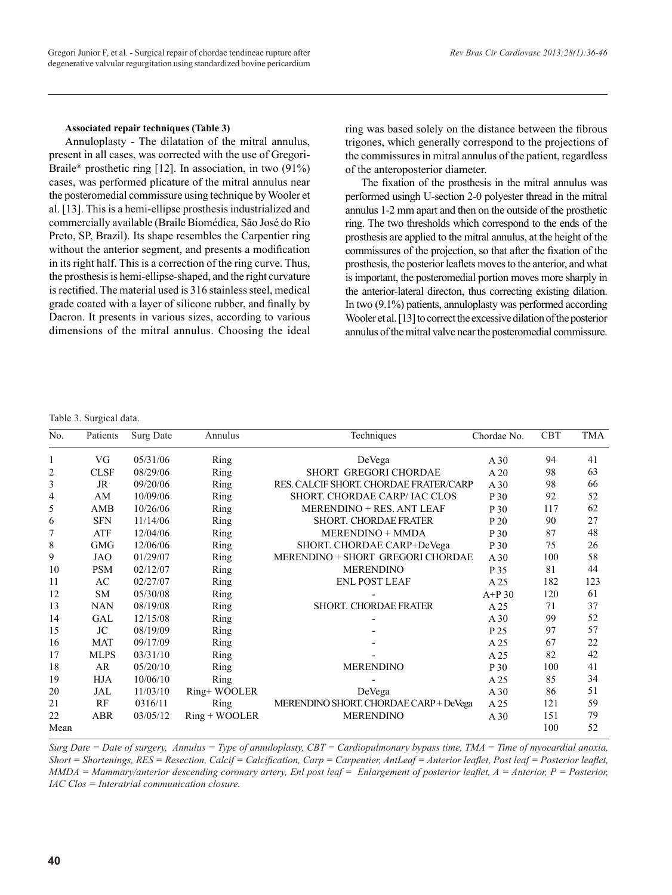**Associated repair techniques (Table 3)**

Annuloplasty - The dilatation of the mitral annulus, present in all cases, was corrected with the use of Gregori-Braile® prosthetic ring [12]. In association, in two (91%) cases, was performed plicature of the mitral annulus near the posteromedial commissure using technique by Wooler et al. [13]. This is a hemi-ellipse prosthesis industrialized and commercially available (Braile Biomédica, São José do Rio Preto, SP, Brazil). Its shape resembles the Carpentier ring without the anterior segment, and presents a modification in its right half. This is a correction of the ring curve. Thus, the prosthesis is hemi-ellipse-shaped, and the right curvature is rectified. The material used is 316 stainless steel, medical grade coated with a layer of silicone rubber, and finally by Dacron. It presents in various sizes, according to various dimensions of the mitral annulus. Choosing the ideal ring was based solely on the distance between the fibrous trigones, which generally correspond to the projections of the commissures in mitral annulus of the patient, regardless of the anteroposterior diameter.

The fixation of the prosthesis in the mitral annulus was performed usingh U-section 2-0 polyester thread in the mitral annulus 1-2 mm apart and then on the outside of the prosthetic ring. The two thresholds which correspond to the ends of the prosthesis are applied to the mitral annulus, at the height of the commissures of the projection, so that after the fixation of the prosthesis, the posterior leaflets moves to the anterior, and what is important, the posteromedial portion moves more sharply in the anterior-lateral directon, thus correcting existing dilation. In two (9.1%) patients, annuloplasty was performed according Wooler et al. [13] to correct the excessive dilation of the posterior annulus of the mitral valve near the posteromedial commissure.

Table 3. Surgical data.

| No. | Patients | Surg Date | Annulus | Techniques | Chordae No. | CBT | TMA |
|---|---|---|---|---|---|---|---|
| 1 | VG | 05/31/06 | Ring | DeVega | A 30 | 94 | 41 |
| 2 | CLSF | 08/29/06 | Ring | SHORT GREGORI CHORDAE | A 20 | 98 | 63 |
| 3 | JR | 09/20/06 | Ring | RES. CALCIF SHORT. CHORDAE FRATER/CARP | A 30 | 98 | 66 |
| 4 | AM | 10/09/06 | Ring | SHORT. CHORDAE CARP/ IAC CLOS | P 30 | 92 | 52 |
| 5 | AMB | 10/26/06 | Ring | MERENDINO + RES. ANT LEAF | P 30 | 117 | 62 |
| 6 | SFN | 11/14/06 | Ring | SHORT. CHORDAE FRATER | P 20 | 90 | 27 |
| 7 | ATF | 12/04/06 | Ring | MERENDINO + MMDA | P 30 | 87 | 48 |
| 8 | GMG | 12/06/06 | Ring | SHORT. CHORDAE CARP+DeVega | P 30 | 75 | 26 |
| 9 | JAO | 01/29/07 | Ring | MERENDINO + SHORT GREGORI CHORDAE | A 30 | 100 | 58 |
| 10 | PSM | 02/12/07 | Ring | MERENDINO | P 35 | 81 | 44 |
| 11 | AC | 02/27/07 | Ring | ENL POST LEAF | A 25 | 182 | 123 |
| 12 | SM | 05/30/08 | Ring | - | A+P 30 | 120 | 61 |
| 13 | NAN | 08/19/08 | Ring | SHORT. CHORDAE FRATER | A 25 | 71 | 37 |
| 14 | GAL | 12/15/08 | Ring | - | A 30 | 99 | 52 |
| 15 | JC | 08/19/09 | Ring | - | P 25 | 97 | 57 |
| 16 | MAT | 09/17/09 | Ring | - | A 25 | 67 | 22 |
| 17 | MLPS | 03/31/10 | Ring | - | A 25 | 82 | 42 |
| 18 | AR | 05/20/10 | Ring | MERENDINO | P 30 | 100 | 41 |
| 19 | HJA | 10/06/10 | Ring | - | A 25 | 85 | 34 |
| 20 | JAL | 11/03/10 | Ring+ WOOLER | DeVega | A 30 | 86 | 51 |
| 21 | RF | 0316/11 | Ring | MERENDINO SHORT. CHORDAE CARP + DeVega | A 25 | 121 | 59 |
| 22 | ABR | 03/05/12 | Ring + WOOLER | MERENDINO | A 30 | 151 | 79 |
| Mean | | | | | | 100 | 52 |

*Surg Date = Date of surgery, Annulus = Type of annuloplasty, CBT = Cardiopulmonary bypass time, TMA = Time of myocardial anoxia, Short = Shortenings, RES = Resection, Calcif = Calcification, Carp = Carpentier, AntLeaf = Anterior leaflet, Post leaf = Posterior leaflet, MMDA = Mammary/anterior descending coronary artery, Enl post leaf = Enlargement of posterior leaflet, A = Anterior, P = Posterior, IAC Clos = Interatrial communication closure.*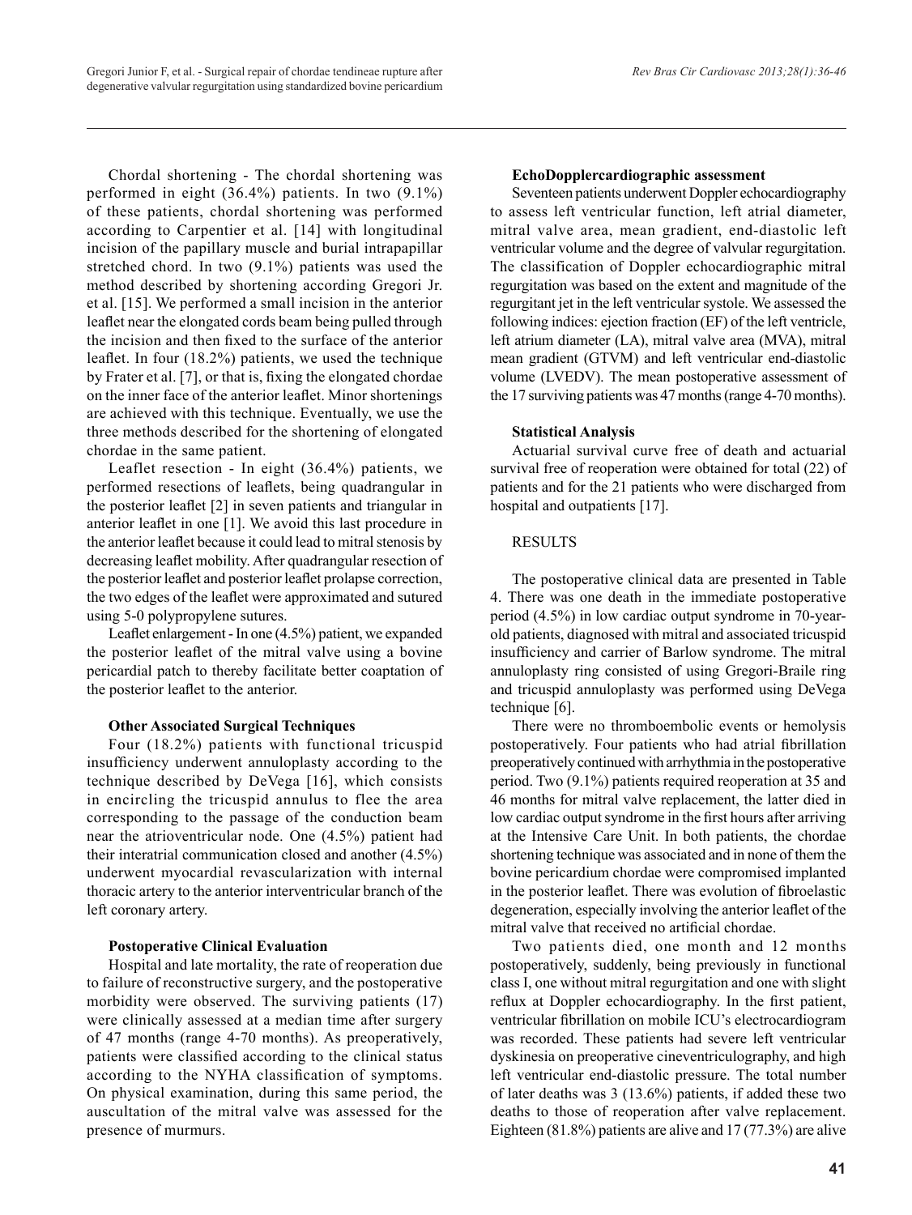Chordal shortening - The chordal shortening was performed in eight (36.4%) patients. In two (9.1%) of these patients, chordal shortening was performed according to Carpentier et al. [14] with longitudinal incision of the papillary muscle and burial intrapapillar stretched chord. In two (9.1%) patients was used the method described by shortening according Gregori Jr. et al. [15]. We performed a small incision in the anterior leaflet near the elongated cords beam being pulled through the incision and then fixed to the surface of the anterior leaflet. In four (18.2%) patients, we used the technique by Frater et al. [7], or that is, fixing the elongated chordae on the inner face of the anterior leaflet. Minor shortenings are achieved with this technique. Eventually, we use the three methods described for the shortening of elongated chordae in the same patient.

Leaflet resection - In eight (36.4%) patients, we performed resections of leaflets, being quadrangular in the posterior leaflet [2] in seven patients and triangular in anterior leaflet in one [1]. We avoid this last procedure in the anterior leaflet because it could lead to mitral stenosis by decreasing leaflet mobility. After quadrangular resection of the posterior leaflet and posterior leaflet prolapse correction, the two edges of the leaflet were approximated and sutured using 5-0 polypropylene sutures.

Leaflet enlargement - In one (4.5%) patient, we expanded the posterior leaflet of the mitral valve using a bovine pericardial patch to thereby facilitate better coaptation of the posterior leaflet to the anterior.

### Other Associated Surgical Techniques

Four (18.2%) patients with functional tricuspid insufficiency underwent annuloplasty according to the technique described by DeVega [16], which consists in encircling the tricuspid annulus to flee the area corresponding to the passage of the conduction beam near the atrioventricular node. One (4.5%) patient had their interatrial communication closed and another (4.5%) underwent myocardial revascularization with internal thoracic artery to the anterior interventricular branch of the left coronary artery.

### Postoperative Clinical Evaluation

Hospital and late mortality, the rate of reoperation due to failure of reconstructive surgery, and the postoperative morbidity were observed. The surviving patients (17) were clinically assessed at a median time after surgery of 47 months (range 4-70 months). As preoperatively, patients were classified according to the clinical status according to the NYHA classification of symptoms. On physical examination, during this same period, the auscultation of the mitral valve was assessed for the presence of murmurs.

### EchoDopplercardiographic assessment

Seventeen patients underwent Doppler echocardiography to assess left ventricular function, left atrial diameter, mitral valve area, mean gradient, end-diastolic left ventricular volume and the degree of valvular regurgitation. The classification of Doppler echocardiographic mitral regurgitation was based on the extent and magnitude of the regurgitant jet in the left ventricular systole. We assessed the following indices: ejection fraction (EF) of the left ventricle, left atrium diameter (LA), mitral valve area (MVA), mitral mean gradient (GTVM) and left ventricular end-diastolic volume (LVEDV). The mean postoperative assessment of the 17 surviving patients was 47 months (range 4-70 months).

### Statistical Analysis

Actuarial survival curve free of death and actuarial survival free of reoperation were obtained for total (22) of patients and for the 21 patients who were discharged from hospital and outpatients [17].

## RESULTS

The postoperative clinical data are presented in Table 4. There was one death in the immediate postoperative period (4.5%) in low cardiac output syndrome in 70-year-old patients, diagnosed with mitral and associated tricuspid insufficiency and carrier of Barlow syndrome. The mitral annuloplasty ring consisted of using Gregori-Braile ring and tricuspid annuloplasty was performed using DeVega technique [6].

There were no thromboembolic events or hemolysis postoperatively. Four patients who had atrial fibrillation preoperatively continued with arrhythmia in the postoperative period. Two (9.1%) patients required reoperation at 35 and 46 months for mitral valve replacement, the latter died in low cardiac output syndrome in the first hours after arriving at the Intensive Care Unit. In both patients, the chordae shortening technique was associated and in none of them the bovine pericardium chordae were compromised implanted in the posterior leaflet. There was evolution of fibroelastic degeneration, especially involving the anterior leaflet of the mitral valve that received no artificial chordae.

Two patients died, one month and 12 months postoperatively, suddenly, being previously in functional class I, one without mitral regurgitation and one with slight reflux at Doppler echocardiography. In the first patient, ventricular fibrillation on mobile ICU's electrocardiogram was recorded. These patients had severe left ventricular dyskinesia on preoperative cineventriculography, and high left ventricular end-diastolic pressure. The total number of later deaths was 3 (13.6%) patients, if added these two deaths to those of reoperation after valve replacement. Eighteen (81.8%) patients are alive and 17 (77.3%) are alive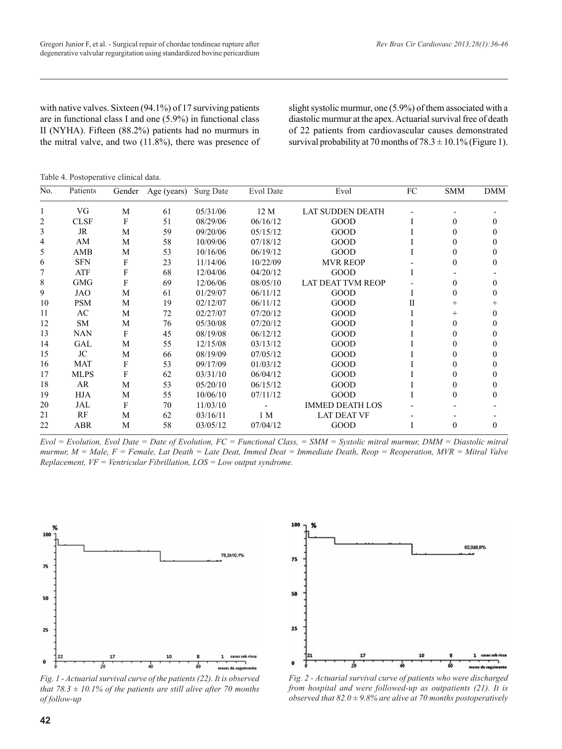with native valves. Sixteen (94.1%) of 17 surviving patients are in functional class I and one (5.9%) in functional class II (NYHA). Fifteen (88.2%) patients had no murmurs in the mitral valve, and two (11.8%), there was presence of slight systolic murmur, one (5.9%) of them associated with a diastolic murmur at the apex. Actuarial survival free of death of 22 patients from cardiovascular causes demonstrated survival probability at 70 months of 78.3 ± 10.1% (Figure 1).

Table 4. Postoperative clinical data.

| No. | Patients | Gender | Age (years) | Surg Date | Evol Date | Evol | FC | SMM | DMM |
|---|---|---|---|---|---|---|---|---|---|
| 1 | VG | M | 61 | 05/31/06 | 12 M | LAT SUDDEN DEATH | - | - | - |
| 2 | CLSF | F | 51 | 08/29/06 | 06/16/12 | GOOD | I | 0 | 0 |
| 3 | JR | M | 59 | 09/20/06 | 05/15/12 | GOOD | I | 0 | 0 |
| 4 | AM | M | 58 | 10/09/06 | 07/18/12 | GOOD | I | 0 | 0 |
| 5 | AMB | M | 53 | 10/16/06 | 06/19/12 | GOOD | I | 0 | 0 |
| 6 | SFN | F | 23 | 11/14/06 | 10/22/09 | MVR REOP | - | 0 | 0 |
| 7 | ATF | F | 68 | 12/04/06 | 04/20/12 | GOOD | I | - | - |
| 8 | GMG | F | 69 | 12/06/06 | 08/05/10 | LAT DEAT TVM REOP | - | 0 | 0 |
| 9 | JAO | M | 61 | 01/29/07 | 06/11/12 | GOOD | I | 0 | 0 |
| 10 | PSM | M | 19 | 02/12/07 | 06/11/12 | GOOD | II | + | + |
| 11 | AC | M | 72 | 02/27/07 | 07/20/12 | GOOD | I | + | 0 |
| 12 | SM | M | 76 | 05/30/08 | 07/20/12 | GOOD | I | 0 | 0 |
| 13 | NAN | F | 45 | 08/19/08 | 06/12/12 | GOOD | I | 0 | 0 |
| 14 | GAL | M | 55 | 12/15/08 | 03/13/12 | GOOD | I | 0 | 0 |
| 15 | JC | M | 66 | 08/19/09 | 07/05/12 | GOOD | I | 0 | 0 |
| 16 | MAT | F | 53 | 09/17/09 | 01/03/12 | GOOD | I | 0 | 0 |
| 17 | MLPS | F | 62 | 03/31/10 | 06/04/12 | GOOD | I | 0 | 0 |
| 18 | AR | M | 53 | 05/20/10 | 06/15/12 | GOOD | I | 0 | 0 |
| 19 | HJA | M | 55 | 10/06/10 | 07/11/12 | GOOD | I | 0 | 0 |
| 20 | JAL | F | 70 | 11/03/10 | - | IMMED DEATH LOS | - | - | - |
| 21 | RF | M | 62 | 03/16/11 | 1 M | LAT DEAT VF | - | - | - |
| 22 | ABR | M | 58 | 03/05/12 | 07/04/12 | GOOD | I | 0 | 0 |

*Evol = Evolution, Evol Date = Date of Evolution, FC = Functional Class, = SMM = Systolic mitral murmur, DMM = Diastolic mitral murmur, M = Male, F = Female, Lat Death = Late Deat, Immed Deat = Immediate Death, Reop = Reoperation, MVR = Mitral Valve Replacement, VF = Ventricular Fibrillation, LOS = Low output syndrome.*

*Fig. 1 - Actuarial survival curve of the patients (22). It is observed that 78.3 ± 10.1% of the patients are still alive after 70 months of follow-up*

*Fig. 2 - Actuarial survival curve of patients who were discharged from hospital and were followed-up as outpatients (21). It is observed that 82.0 ± 9.8% are alive at 70 months postoperatively*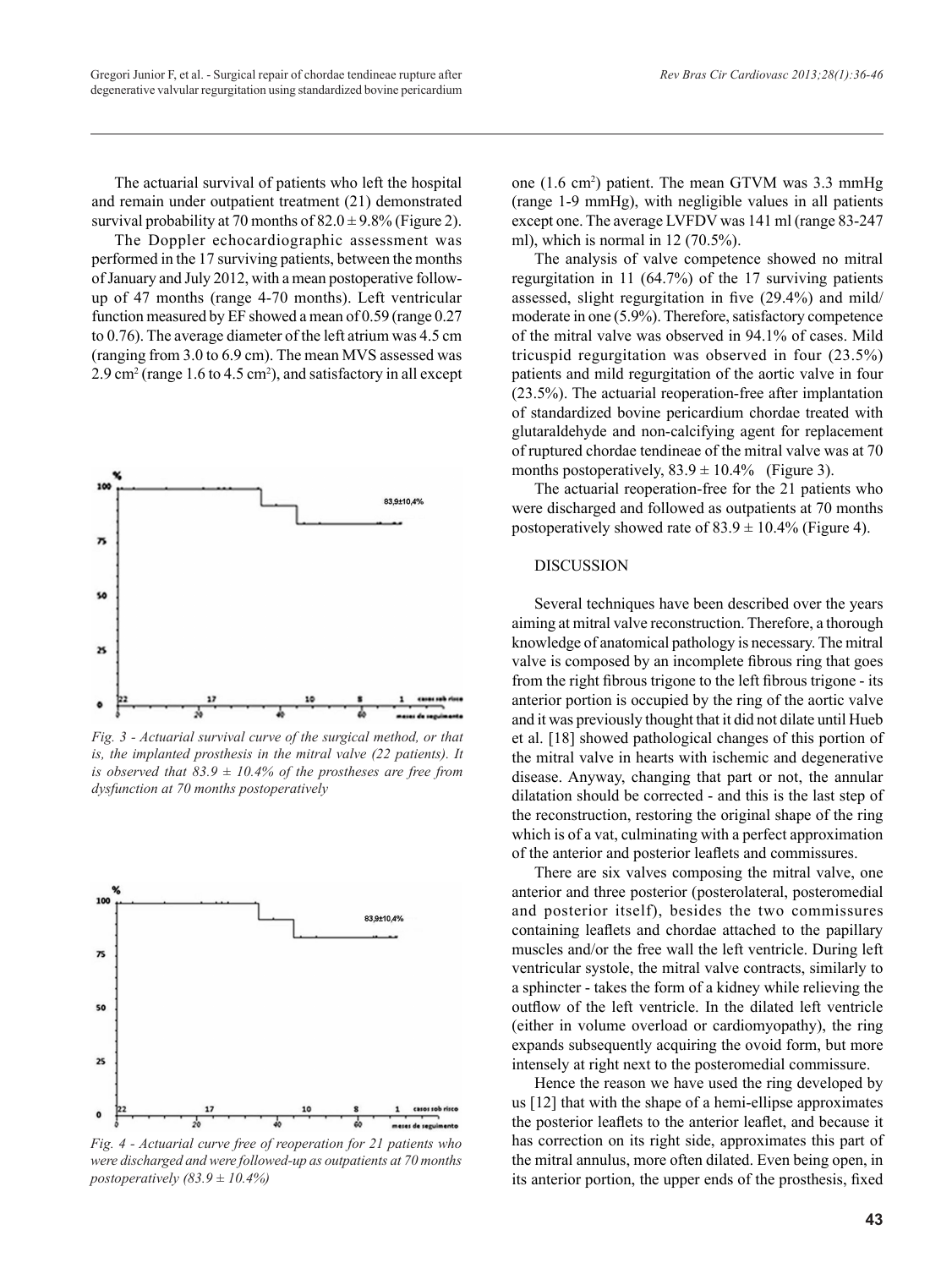The actuarial survival of patients who left the hospital and remain under outpatient treatment (21) demonstrated survival probability at 70 months of 82.0 ± 9.8% (Figure 2).

The Doppler echocardiographic assessment was performed in the 17 surviving patients, between the months of January and July 2012, with a mean postoperative follow-up of 47 months (range 4-70 months). Left ventricular function measured by EF showed a mean of 0.59 (range 0.27 to 0.76). The average diameter of the left atrium was 4.5 cm (ranging from 3.0 to 6.9 cm). The mean MVS assessed was 2.9 $cm^2$ (range 1.6 to 4.5 $cm^2$), and satisfactory in all except one (1.6 $cm^2$) patient. The mean GTVM was 3.3 mmHg (range 1-9 mmHg), with negligible values in all patients except one. The average LVFDV was 141 ml (range 83-247 ml), which is normal in 12 (70.5%).

The analysis of valve competence showed no mitral regurgitation in 11 (64.7%) of the 17 surviving patients assessed, slight regurgitation in five (29.4%) and mild/moderate in one (5.9%). Therefore, satisfactory competence of the mitral valve was observed in 94.1% of cases. Mild tricuspid regurgitation was observed in four (23.5%) patients and mild regurgitation of the aortic valve in four (23.5%). The actuarial reoperation-free after implantation of standardized bovine pericardium chordae treated with glutaraldehyde and non-calcifying agent for replacement of ruptured chordae tendineae of the mitral valve was at 70 months postoperatively, 83.9 ± 10.4% (Figure 3).

The actuarial reoperation-free for the 21 patients who were discharged and followed as outpatients at 70 months postoperatively showed rate of 83.9 ± 10.4% (Figure 4).

*Fig. 3 - Actuarial survival curve of the surgical method, or that is, the implanted prosthesis in the mitral valve (22 patients). It is observed that 83.9 ± 10.4% of the prostheses are free from dysfunction at 70 months postoperatively*

*Fig. 4 - Actuarial curve free of reoperation for 21 patients who were discharged and were followed-up as outpatients at 70 months postoperatively (83.9 ± 10.4%)*

## DISCUSSION

Several techniques have been described over the years aiming at mitral valve reconstruction. Therefore, a thorough knowledge of anatomical pathology is necessary. The mitral valve is composed by an incomplete fibrous ring that goes from the right fibrous trigone to the left fibrous trigone - its anterior portion is occupied by the ring of the aortic valve and it was previously thought that it did not dilate until Hueb et al. [18] showed pathological changes of this portion of the mitral valve in hearts with ischemic and degenerative disease. Anyway, changing that part or not, the annular dilatation should be corrected - and this is the last step of the reconstruction, restoring the original shape of the ring which is of a vat, culminating with a perfect approximation of the anterior and posterior leaflets and commissures.

There are six valves composing the mitral valve, one anterior and three posterior (posterolateral, posteromedial and posterior itself), besides the two commissures containing leaflets and chordae attached to the papillary muscles and/or the free wall the left ventricle. During left ventricular systole, the mitral valve contracts, similarly to a sphincter - takes the form of a kidney while relieving the outflow of the left ventricle. In the dilated left ventricle (either in volume overload or cardiomyopathy), the ring expands subsequently acquiring the ovoid form, but more intensely at right next to the posteromedial commissure.

Hence the reason we have used the ring developed by us [12] that with the shape of a hemi-ellipse approximates the posterior leaflets to the anterior leaflet, and because it has correction on its right side, approximates this part of the mitral annulus, more often dilated. Even being open, in its anterior portion, the upper ends of the prosthesis, fixed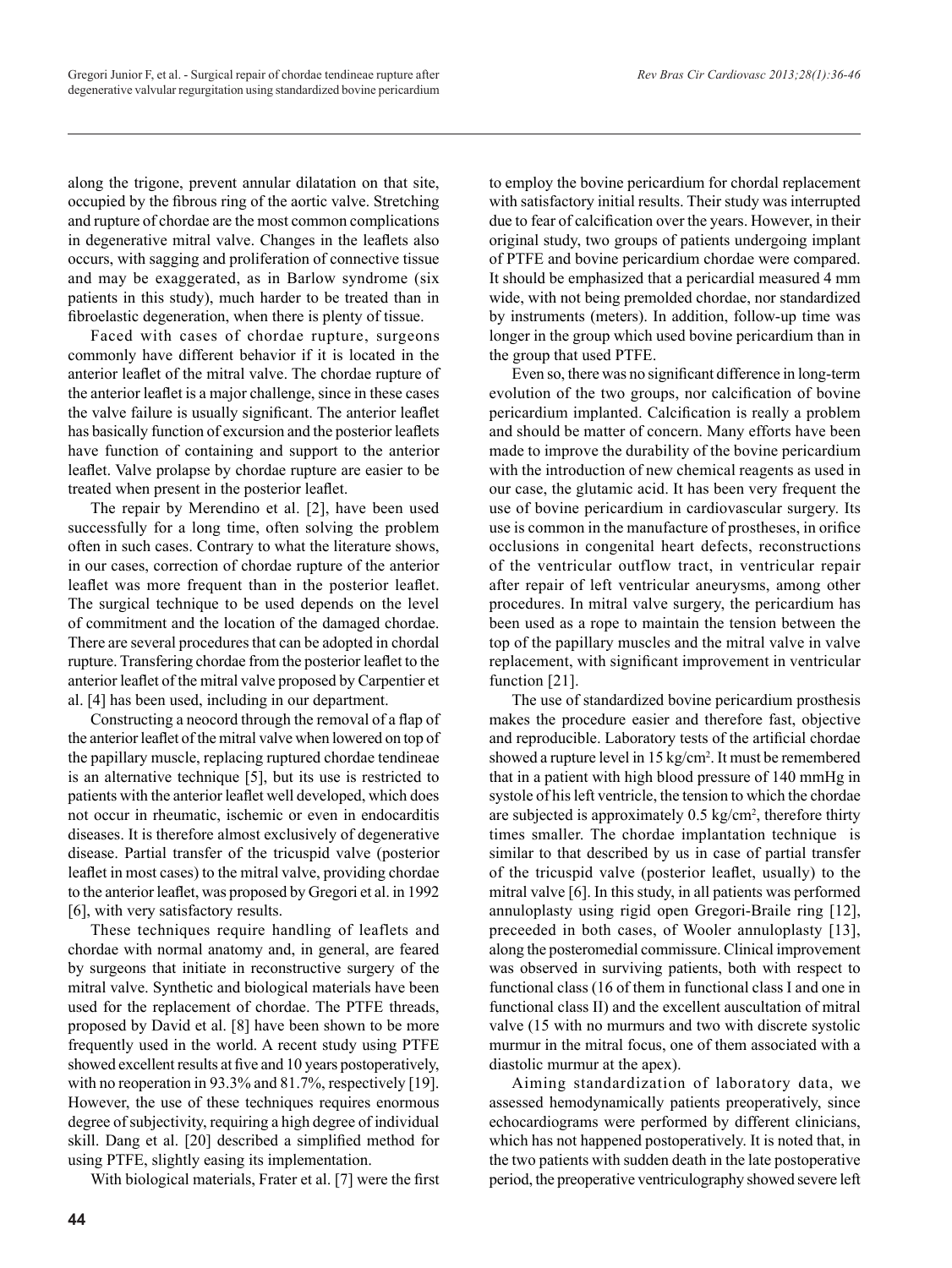along the trigone, prevent annular dilatation on that site, occupied by the fibrous ring of the aortic valve. Stretching and rupture of chordae are the most common complications in degenerative mitral valve. Changes in the leaflets also occurs, with sagging and proliferation of connective tissue and may be exaggerated, as in Barlow syndrome (six patients in this study), much harder to be treated than in fibroelastic degeneration, when there is plenty of tissue.

Faced with cases of chordae rupture, surgeons commonly have different behavior if it is located in the anterior leaflet of the mitral valve. The chordae rupture of the anterior leaflet is a major challenge, since in these cases the valve failure is usually significant. The anterior leaflet has basically function of excursion and the posterior leaflets have function of containing and support to the anterior leaflet. Valve prolapse by chordae rupture are easier to be treated when present in the posterior leaflet.

The repair by Merendino et al. [2], have been used successfully for a long time, often solving the problem often in such cases. Contrary to what the literature shows, in our cases, correction of chordae rupture of the anterior leaflet was more frequent than in the posterior leaflet. The surgical technique to be used depends on the level of commitment and the location of the damaged chordae. There are several procedures that can be adopted in chordal rupture. Transfering chordae from the posterior leaflet to the anterior leaflet of the mitral valve proposed by Carpentier et al. [4] has been used, including in our department.

Constructing a neocord through the removal of a flap of the anterior leaflet of the mitral valve when lowered on top of the papillary muscle, replacing ruptured chordae tendineae is an alternative technique [5], but its use is restricted to patients with the anterior leaflet well developed, which does not occur in rheumatic, ischemic or even in endocarditis diseases. It is therefore almost exclusively of degenerative disease. Partial transfer of the tricuspid valve (posterior leaflet in most cases) to the mitral valve, providing chordae to the anterior leaflet, was proposed by Gregori et al. in 1992 [6], with very satisfactory results.

These techniques require handling of leaflets and chordae with normal anatomy and, in general, are feared by surgeons that initiate in reconstructive surgery of the mitral valve. Synthetic and biological materials have been used for the replacement of chordae. The PTFE threads, proposed by David et al. [8] have been shown to be more frequently used in the world. A recent study using PTFE showed excellent results at five and 10 years postoperatively, with no reoperation in 93.3% and 81.7%, respectively [19]. However, the use of these techniques requires enormous degree of subjectivity, requiring a high degree of individual skill. Dang et al. [20] described a simplified method for using PTFE, slightly easing its implementation.

With biological materials, Frater et al. [7] were the first to employ the bovine pericardium for chordal replacement with satisfactory initial results. Their study was interrupted due to fear of calcification over the years. However, in their original study, two groups of patients undergoing implant of PTFE and bovine pericardium chordae were compared. It should be emphasized that a pericardial measured 4 mm wide, with not being premolded chordae, nor standardized by instruments (meters). In addition, follow-up time was longer in the group which used bovine pericardium than in the group that used PTFE.

Even so, there was no significant difference in long-term evolution of the two groups, nor calcification of bovine pericardium implanted. Calcification is really a problem and should be matter of concern. Many efforts have been made to improve the durability of the bovine pericardium with the introduction of new chemical reagents as used in our case, the glutamic acid. It has been very frequent the use of bovine pericardium in cardiovascular surgery. Its use is common in the manufacture of prostheses, in orifice occlusions in congenital heart defects, reconstructions of the ventricular outflow tract, in ventricular repair after repair of left ventricular aneurysms, among other procedures. In mitral valve surgery, the pericardium has been used as a rope to maintain the tension between the top of the papillary muscles and the mitral valve in valve replacement, with significant improvement in ventricular function [21].

The use of standardized bovine pericardium prosthesis makes the procedure easier and therefore fast, objective and reproducible. Laboratory tests of the artificial chordae showed a rupture level in 15 kg/cm$^2$. It must be remembered that in a patient with high blood pressure of 140 mmHg in systole of his left ventricle, the tension to which the chordae are subjected is approximately 0.5 kg/cm$^2$, therefore thirty times smaller. The chordae implantation technique is similar to that described by us in case of partial transfer of the tricuspid valve (posterior leaflet, usually) to the mitral valve [6]. In this study, in all patients was performed annuloplasty using rigid open Gregori-Braile ring [12], preceeded in both cases, of Wooler annuloplasty [13], along the posteromedial commissure. Clinical improvement was observed in surviving patients, both with respect to functional class (16 of them in functional class I and one in functional class II) and the excellent auscultation of mitral valve (15 with no murmurs and two with discrete systolic murmur in the mitral focus, one of them associated with a diastolic murmur at the apex).

Aiming standardization of laboratory data, we assessed hemodynamically patients preoperatively, since echocardiograms were performed by different clinicians, which has not happened postoperatively. It is noted that, in the two patients with sudden death in the late postoperative period, the preoperative ventriculography showed severe left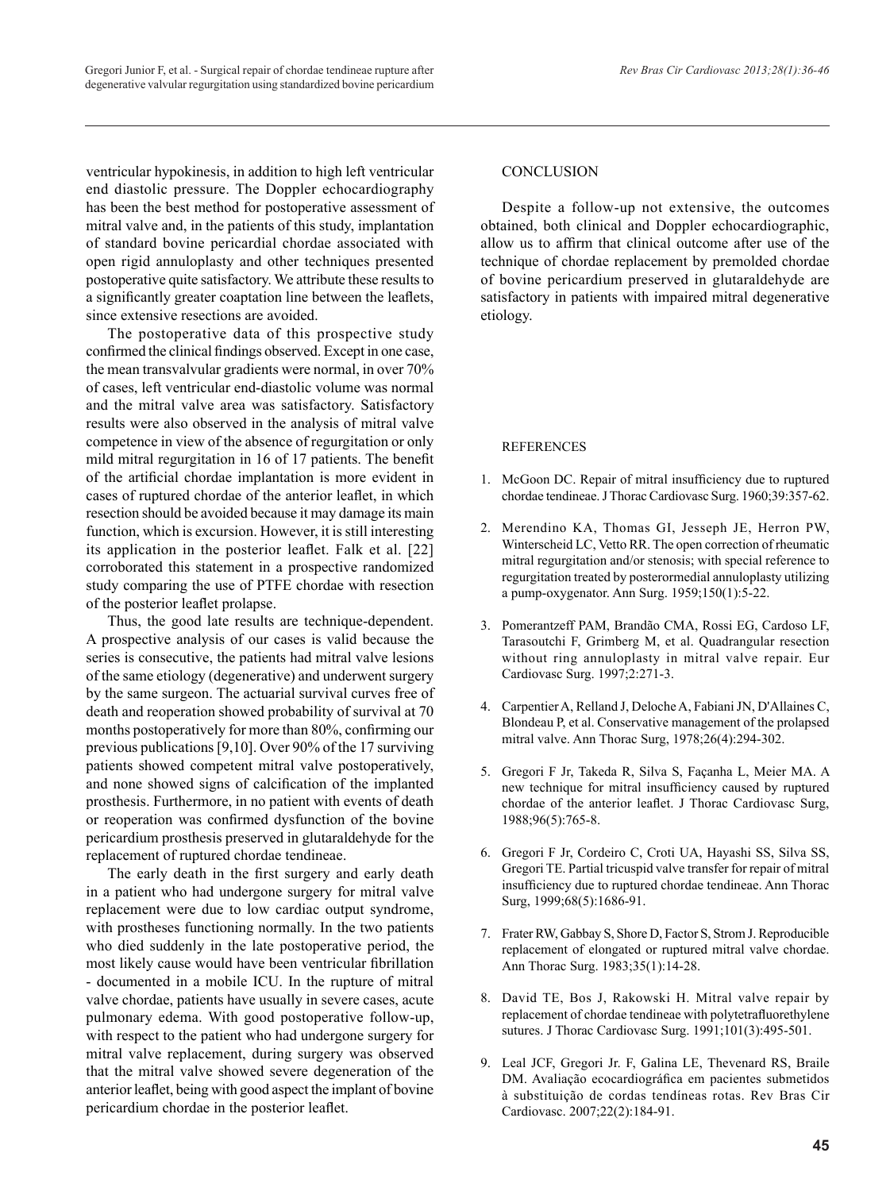ventricular hypokinesis, in addition to high left ventricular end diastolic pressure. The Doppler echocardiography has been the best method for postoperative assessment of mitral valve and, in the patients of this study, implantation of standard bovine pericardial chordae associated with open rigid annuloplasty and other techniques presented postoperative quite satisfactory. We attribute these results to a significantly greater coaptation line between the leaflets, since extensive resections are avoided.

The postoperative data of this prospective study confirmed the clinical findings observed. Except in one case, the mean transvalvular gradients were normal, in over 70% of cases, left ventricular end-diastolic volume was normal and the mitral valve area was satisfactory. Satisfactory results were also observed in the analysis of mitral valve competence in view of the absence of regurgitation or only mild mitral regurgitation in 16 of 17 patients. The benefit of the artificial chordae implantation is more evident in cases of ruptured chordae of the anterior leaflet, in which resection should be avoided because it may damage its main function, which is excursion. However, it is still interesting its application in the posterior leaflet. Falk et al. [22] corroborated this statement in a prospective randomized study comparing the use of PTFE chordae with resection of the posterior leaflet prolapse.

Thus, the good late results are technique-dependent. A prospective analysis of our cases is valid because the series is consecutive, the patients had mitral valve lesions of the same etiology (degenerative) and underwent surgery by the same surgeon. The actuarial survival curves free of death and reoperation showed probability of survival at 70 months postoperatively for more than 80%, confirming our previous publications [9,10]. Over 90% of the 17 surviving patients showed competent mitral valve postoperatively, and none showed signs of calcification of the implanted prosthesis. Furthermore, in no patient with events of death or reoperation was confirmed dysfunction of the bovine pericardium prosthesis preserved in glutaraldehyde for the replacement of ruptured chordae tendineae.

The early death in the first surgery and early death in a patient who had undergone surgery for mitral valve replacement were due to low cardiac output syndrome, with prostheses functioning normally. In the two patients who died suddenly in the late postoperative period, the most likely cause would have been ventricular fibrillation - documented in a mobile ICU. In the rupture of mitral valve chordae, patients have usually in severe cases, acute pulmonary edema. With good postoperative follow-up, with respect to the patient who had undergone surgery for mitral valve replacement, during surgery was observed that the mitral valve showed severe degeneration of the anterior leaflet, being with good aspect the implant of bovine pericardium chordae in the posterior leaflet.

## CONCLUSION

Despite a follow-up not extensive, the outcomes obtained, both clinical and Doppler echocardiographic, allow us to affirm that clinical outcome after use of the technique of chordae replacement by premolded chordae of bovine pericardium preserved in glutaraldehyde are satisfactory in patients with impaired mitral degenerative etiology.

## REFERENCES

1. McGoon DC. Repair of mitral insufficiency due to ruptured chordae tendineae. J Thorac Cardiovasc Surg. 1960;39:357-62.

2. Merendino KA, Thomas GI, Jesseph JE, Herron PW, Winterscheid LC, Vetto RR. The open correction of rheumatic mitral regurgitation and/or stenosis; with special reference to regurgitation treated by posterormedial annuloplasty utilizing a pump-oxygenator. Ann Surg. 1959;150(1):5-22.

3. Pomerantzeff PAM, Brandão CMA, Rossi EG, Cardoso LF, Tarasoutchi F, Grimberg M, et al. Quadrangular resection without ring annuloplasty in mitral valve repair. Eur Cardiovasc Surg. 1997;2:271-3.

4. Carpentier A, Relland J, Deloche A, Fabiani JN, D'Allaines C, Blondeau P, et al. Conservative management of the prolapsed mitral valve. Ann Thorac Surg, 1978;26(4):294-302.

5. Gregori F Jr, Takeda R, Silva S, Façanha L, Meier MA. A new technique for mitral insufficiency caused by ruptured chordae of the anterior leaflet. J Thorac Cardiovasc Surg, 1988;96(5):765-8.

6. Gregori F Jr, Cordeiro C, Croti UA, Hayashi SS, Silva SS, Gregori TE. Partial tricuspid valve transfer for repair of mitral insufficiency due to ruptured chordae tendineae. Ann Thorac Surg, 1999;68(5):1686-91.

7. Frater RW, Gabbay S, Shore D, Factor S, Strom J. Reproducible replacement of elongated or ruptured mitral valve chordae. Ann Thorac Surg. 1983;35(1):14-28.

8. David TE, Bos J, Rakowski H. Mitral valve repair by replacement of chordae tendineae with polytetrafluorethylene sutures. J Thorac Cardiovasc Surg. 1991;101(3):495-501.

9. Leal JCF, Gregori Jr. F, Galina LE, Thevenard RS, Braile DM. Avaliação ecocardiográfica em pacientes submetidos à substituição de cordas tendíneas rotas. Rev Bras Cir Cardiovasc. 2007;22(2):184-91.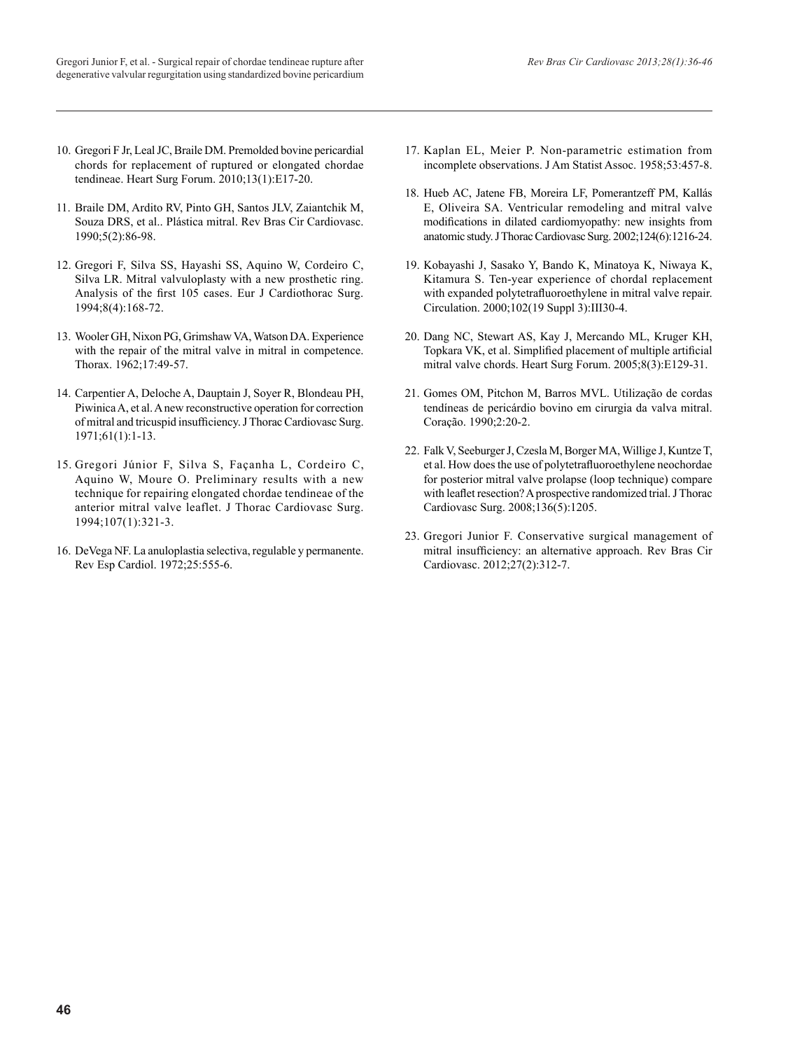10. Gregori F Jr, Leal JC, Braile DM. Premolded bovine pericardial chords for replacement of ruptured or elongated chordae tendineae. Heart Surg Forum. 2010;13(1):E17-20.

11. Braile DM, Ardito RV, Pinto GH, Santos JLV, Zaiantchik M, Souza DRS, et al.. Plástica mitral. Rev Bras Cir Cardiovasc. 1990;5(2):86-98.

12. Gregori F, Silva SS, Hayashi SS, Aquino W, Cordeiro C, Silva LR. Mitral valvuloplasty with a new prosthetic ring. Analysis of the first 105 cases. Eur J Cardiothorac Surg. 1994;8(4):168-72.

13. Wooler GH, Nixon PG, Grimshaw VA, Watson DA. Experience with the repair of the mitral valve in mitral in competence. Thorax. 1962;17:49-57.

14. Carpentier A, Deloche A, Dauptain J, Soyer R, Blondeau PH, Piwinica A, et al. A new reconstructive operation for correction of mitral and tricuspid insufficiency. J Thorac Cardiovasc Surg. 1971;61(1):1-13.

15. Gregori Júnior F, Silva S, Façanha L, Cordeiro C, Aquino W, Moure O. Preliminary results with a new technique for repairing elongated chordae tendineae of the anterior mitral valve leaflet. J Thorac Cardiovasc Surg. 1994;107(1):321-3.

16. DeVega NF. La anuloplastia selectiva, regulable y permanente. Rev Esp Cardiol. 1972;25:555-6.

17. Kaplan EL, Meier P. Non-parametric estimation from incomplete observations. J Am Statist Assoc. 1958;53:457-8.

18. Hueb AC, Jatene FB, Moreira LF, Pomerantzeff PM, Kallás E, Oliveira SA. Ventricular remodeling and mitral valve modifications in dilated cardiomyopathy: new insights from anatomic study. J Thorac Cardiovasc Surg. 2002;124(6):1216-24.

19. Kobayashi J, Sasako Y, Bando K, Minatoya K, Niwaya K, Kitamura S. Ten-year experience of chordal replacement with expanded polytetrafluoroethylene in mitral valve repair. Circulation. 2000;102(19 Suppl 3):III30-4.

20. Dang NC, Stewart AS, Kay J, Mercando ML, Kruger KH, Topkara VK, et al. Simplified placement of multiple artificial mitral valve chords. Heart Surg Forum. 2005;8(3):E129-31.

21. Gomes OM, Pitchon M, Barros MVL. Utilização de cordas tendíneas de pericárdio bovino em cirurgia da valva mitral. Coração. 1990;2:20-2.

22. Falk V, Seeburger J, Czesla M, Borger MA, Willige J, Kuntze T, et al. How does the use of polytetrafluoroethylene neochordae for posterior mitral valve prolapse (loop technique) compare with leaflet resection? A prospective randomized trial. J Thorac Cardiovasc Surg. 2008;136(5):1205.

23. Gregori Junior F. Conservative surgical management of mitral insufficiency: an alternative approach. Rev Bras Cir Cardiovasc. 2012;27(2):312-7.